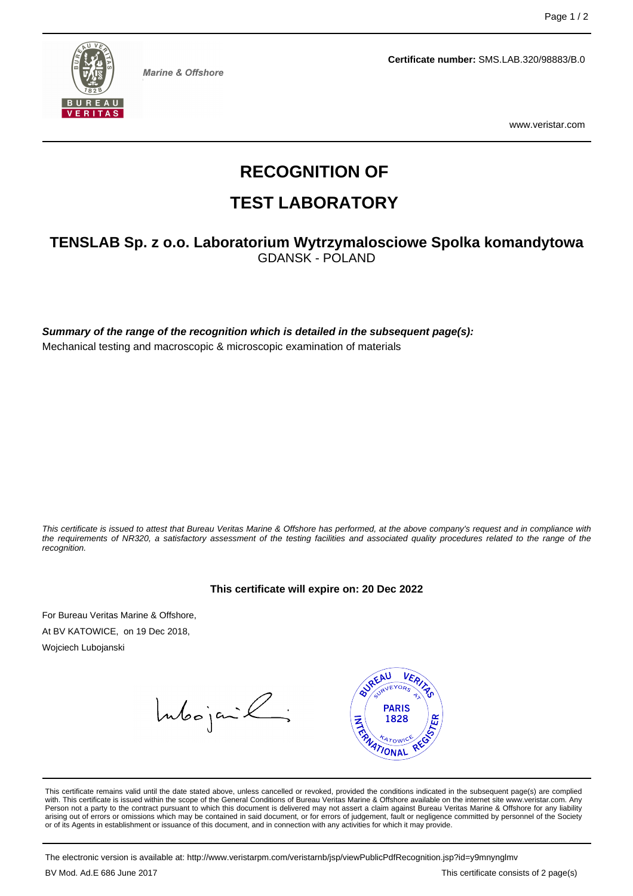Marine & Offshore

**Certificate number:** SMS.LAB.320/98883/B.0

www.veristar.com

# RECOGNITION OF

# TEST LABORATORY

## TENSLAB Sp. z o.o. Laboratorium Wytrzymalosciowe Spolka komandytowa

GDANSK - POLAND

***Summary of the range of the recognition which is detailed in the subsequent page(s):***

Mechanical testing and macroscopic & microscopic examination of materials

*This certificate is issued to attest that Bureau Veritas Marine & Offshore has performed, at the above company's request and in compliance with the requirements of NR320, a satisfactory assessment of the testing facilities and associated quality procedures related to the range of the recognition.*

**This certificate will expire on: 20 Dec 2022**

For Bureau Veritas Marine & Offshore,

At BV KATOWICE, on 19 Dec 2018,

Wojciech Lubojanski

This certificate remains valid until the date stated above, unless cancelled or revoked, provided the conditions indicated in the subsequent page(s) are complied with. This certificate is issued within the scope of the General Conditions of Bureau Veritas Marine & Offshore available on the internet site www.veristar.com. Any Person not a party to the contract pursuant to which this document is delivered may not assert a claim against Bureau Veritas Marine & Offshore for any liability arising out of errors or omissions which may be contained in said document, or for errors of judgement, fault or negligence committed by personnel of the Society or of its Agents in establishment or issuance of this document, and in connection with any activities for which it may provide.

The electronic version is available at: http://www.veristarpm.com/veristarnb/jsp/viewPublicPdfRecognition.jsp?id=y9mnynglmv

BV Mod. Ad.E 686 June 2017

This certificate consists of 2 page(s)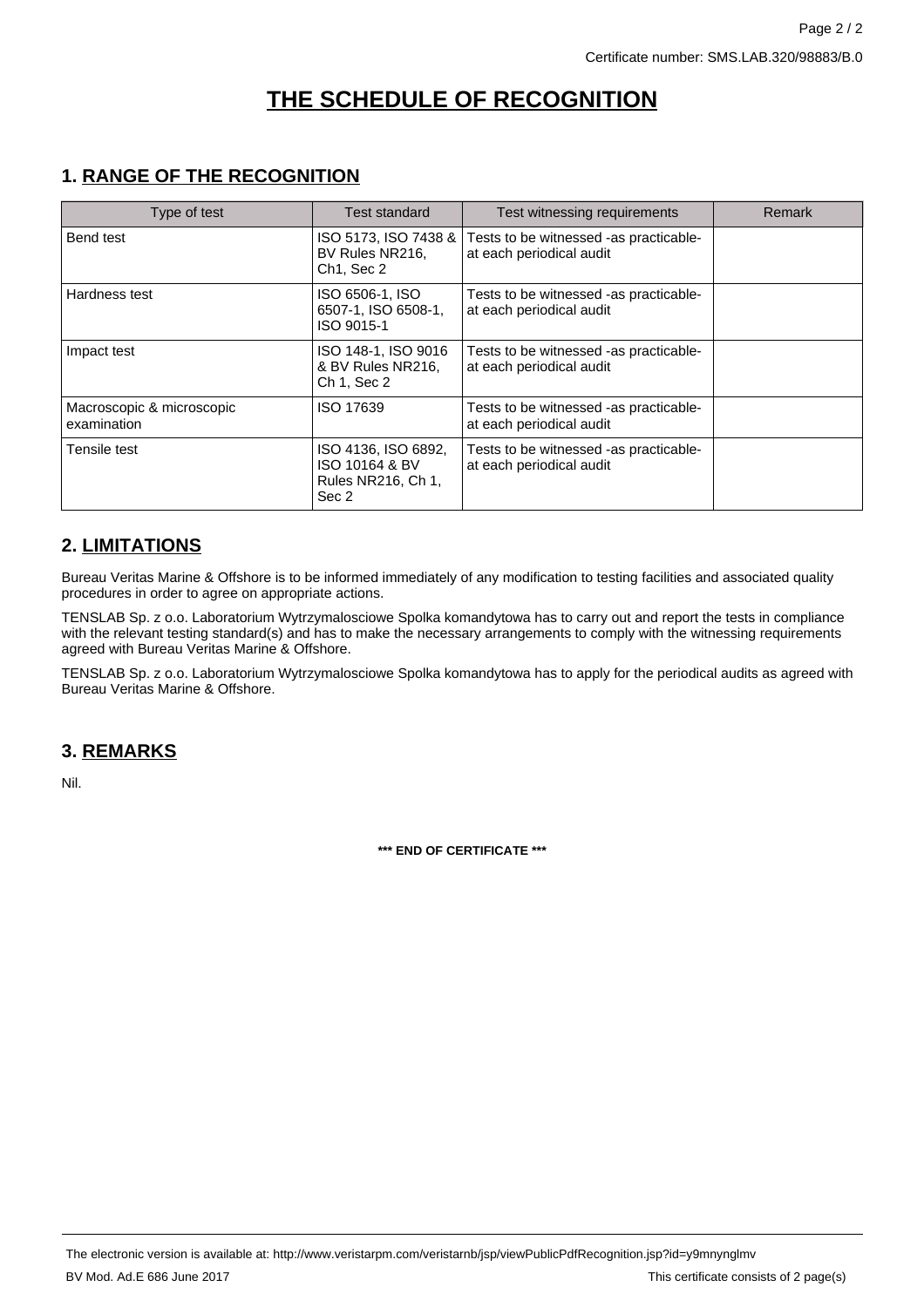Certificate number: SMS.LAB.320/98883/B.0

# THE SCHEDULE OF RECOGNITION

## 1. RANGE OF THE RECOGNITION

| Type of test | Test standard | Test witnessing requirements | Remark |
|---|---|---|---|
| Bend test | ISO 5173, ISO 7438 & BV Rules NR216, Ch1, Sec 2 | Tests to be witnessed -as practicable- at each periodical audit | |
| Hardness test | ISO 6506-1, ISO 6507-1, ISO 6508-1, ISO 9015-1 | Tests to be witnessed -as practicable- at each periodical audit | |
| Impact test | ISO 148-1, ISO 9016 & BV Rules NR216, Ch 1, Sec 2 | Tests to be witnessed -as practicable- at each periodical audit | |
| Macroscopic & microscopic examination | ISO 17639 | Tests to be witnessed -as practicable- at each periodical audit | |
| Tensile test | ISO 4136, ISO 6892, ISO 10164 & BV Rules NR216, Ch 1, Sec 2 | Tests to be witnessed -as practicable- at each periodical audit | |

## 2. LIMITATIONS

Bureau Veritas Marine & Offshore is to be informed immediately of any modification to testing facilities and associated quality procedures in order to agree on appropriate actions.

TENSLAB Sp. z o.o. Laboratorium Wytrzymalosciowe Spolka komandytowa has to carry out and report the tests in compliance with the relevant testing standard(s) and has to make the necessary arrangements to comply with the witnessing requirements agreed with Bureau Veritas Marine & Offshore.

TENSLAB Sp. z o.o. Laboratorium Wytrzymalosciowe Spolka komandytowa has to apply for the periodical audits as agreed with Bureau Veritas Marine & Offshore.

## 3. REMARKS

Nil.

**\*\*\* END OF CERTIFICATE \*\*\***

The electronic version is available at: http://www.veristarpm.com/veristarnb/jsp/viewPublicPdfRecognition.jsp?id=y9mnynglmv

BV Mod. Ad.E 686 June 2017

This certificate consists of 2 page(s)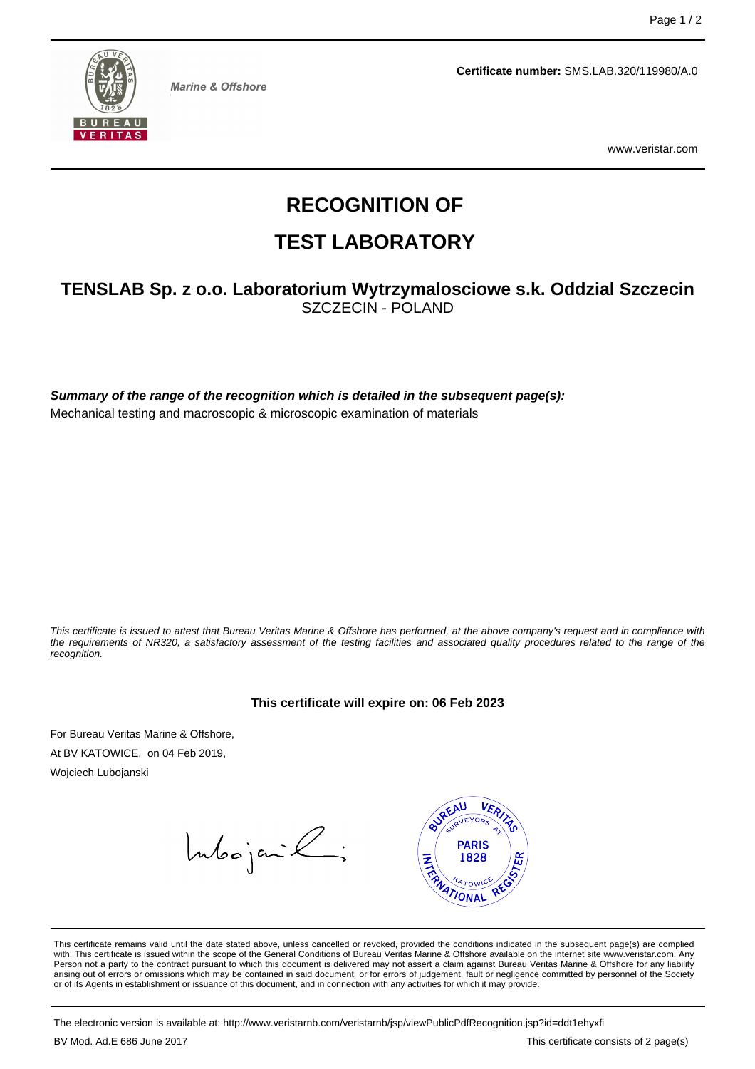Marine & Offshore

**Certificate number:** SMS.LAB.320/119980/A.0

www.veristar.com

# RECOGNITION OF

# TEST LABORATORY

## TENSLAB Sp. z o.o. Laboratorium Wytrzymalosciowe s.k. Oddzial Szczecin

SZCZECIN - POLAND

***Summary of the range of the recognition which is detailed in the subsequent page(s):***

Mechanical testing and macroscopic & microscopic examination of materials

*This certificate is issued to attest that Bureau Veritas Marine & Offshore has performed, at the above company's request and in compliance with the requirements of NR320, a satisfactory assessment of the testing facilities and associated quality procedures related to the range of the recognition.*

**This certificate will expire on: 06 Feb 2023**

For Bureau Veritas Marine & Offshore,

At BV KATOWICE, on 04 Feb 2019,

Wojciech Lubojanski

This certificate remains valid until the date stated above, unless cancelled or revoked, provided the conditions indicated in the subsequent page(s) are complied with. This certificate is issued within the scope of the General Conditions of Bureau Veritas Marine & Offshore available on the internet site www.veristar.com. Any Person not a party to the contract pursuant to which this document is delivered may not assert a claim against Bureau Veritas Marine & Offshore for any liability arising out of errors or omissions which may be contained in said document, or for errors of judgement, fault or negligence committed by personnel of the Society or of its Agents in establishment or issuance of this document, and in connection with any activities for which it may provide.

The electronic version is available at: http://www.veristarnb.com/veristarnb/jsp/viewPublicPdfRecognition.jsp?id=ddt1ehyxfi

BV Mod. Ad.E 686 June 2017

This certificate consists of 2 page(s)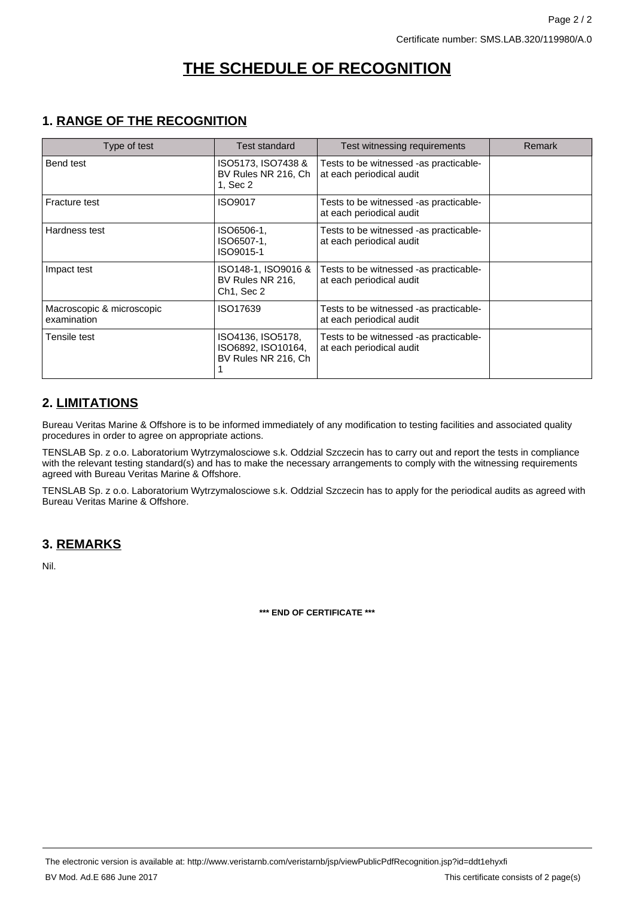Certificate number: SMS.LAB.320/119980/A.0

# THE SCHEDULE OF RECOGNITION

## 1. RANGE OF THE RECOGNITION

| Type of test | Test standard | Test witnessing requirements | Remark |
|---|---|---|---|
| Bend test | ISO5173, ISO7438 & BV Rules NR 216, Ch 1, Sec 2 | Tests to be witnessed -as practicable- at each periodical audit | |
| Fracture test | ISO9017 | Tests to be witnessed -as practicable- at each periodical audit | |
| Hardness test | ISO6506-1, ISO6507-1, ISO9015-1 | Tests to be witnessed -as practicable- at each periodical audit | |
| Impact test | ISO148-1, ISO9016 & BV Rules NR 216, Ch1, Sec 2 | Tests to be witnessed -as practicable- at each periodical audit | |
| Macroscopic & microscopic examination | ISO17639 | Tests to be witnessed -as practicable- at each periodical audit | |
| Tensile test | ISO4136, ISO5178, ISO6892, ISO10164, BV Rules NR 216, Ch 1 | Tests to be witnessed -as practicable- at each periodical audit | |

## 2. LIMITATIONS

Bureau Veritas Marine & Offshore is to be informed immediately of any modification to testing facilities and associated quality procedures in order to agree on appropriate actions.

TENSLAB Sp. z o.o. Laboratorium Wytrzymalosciowe s.k. Oddzial Szczecin has to carry out and report the tests in compliance with the relevant testing standard(s) and has to make the necessary arrangements to comply with the witnessing requirements agreed with Bureau Veritas Marine & Offshore.

TENSLAB Sp. z o.o. Laboratorium Wytrzymalosciowe s.k. Oddzial Szczecin has to apply for the periodical audits as agreed with Bureau Veritas Marine & Offshore.

## 3. REMARKS

Nil.

**\*\*\* END OF CERTIFICATE \*\*\***

The electronic version is available at: http://www.veristarnb.com/veristarnb/jsp/viewPublicPdfRecognition.jsp?id=ddt1ehyxfi

BV Mod. Ad.E 686 June 2017

This certificate consists of 2 page(s)